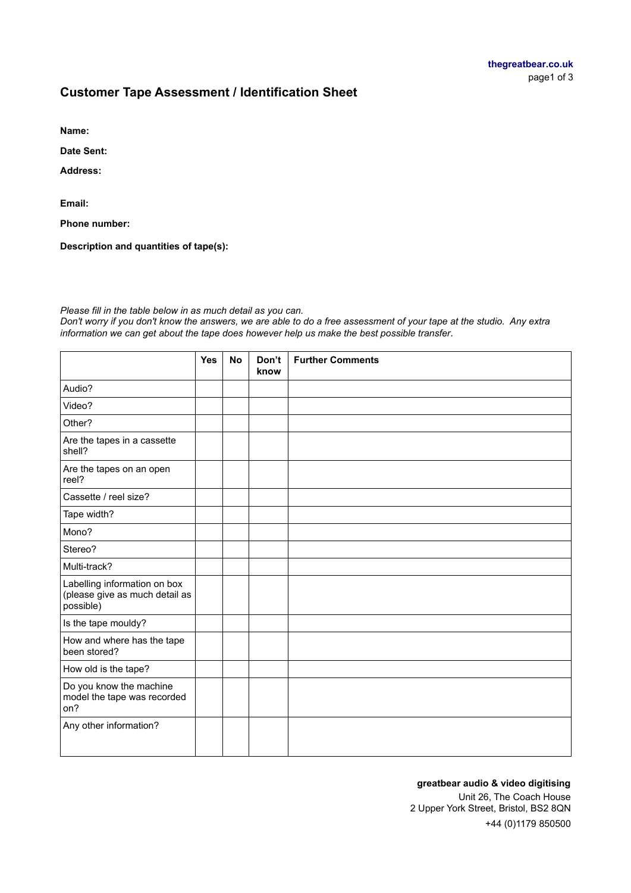# Customer Tape Assessment / Identification Sheet

**Name:**

**Date Sent:**

**Address:**

**Email:**

**Phone number:**

**Description and quantities of tape(s):**

*Please fill in the table below in as much detail as you can.*
*Don't worry if you don't know the answers, we are able to do a free assessment of your tape at the studio. Any extra information we can get about the tape does however help us make the best possible transfer.*

| | **Yes** | **No** | **Don't know** | **Further Comments** |
|---|---|---|---|---|
| Audio? | | | | |
| Video? | | | | |
| Other? | | | | |
| Are the tapes in a cassette shell? | | | | |
| Are the tapes on an open reel? | | | | |
| Cassette / reel size? | | | | |
| Tape width? | | | | |
| Mono? | | | | |
| Stereo? | | | | |
| Multi-track? | | | | |
| Labelling information on box (please give as much detail as possible) | | | | |
| Is the tape mouldy? | | | | |
| How and where has the tape been stored? | | | | |
| How old is the tape? | | | | |
| Do you know the machine model the tape was recorded on? | | | | |
| Any other information? | | | | |

**greatbear audio & video digitising**
Unit 26, The Coach House
2 Upper York Street, Bristol, BS2 8QN
+44 (0)1179 850500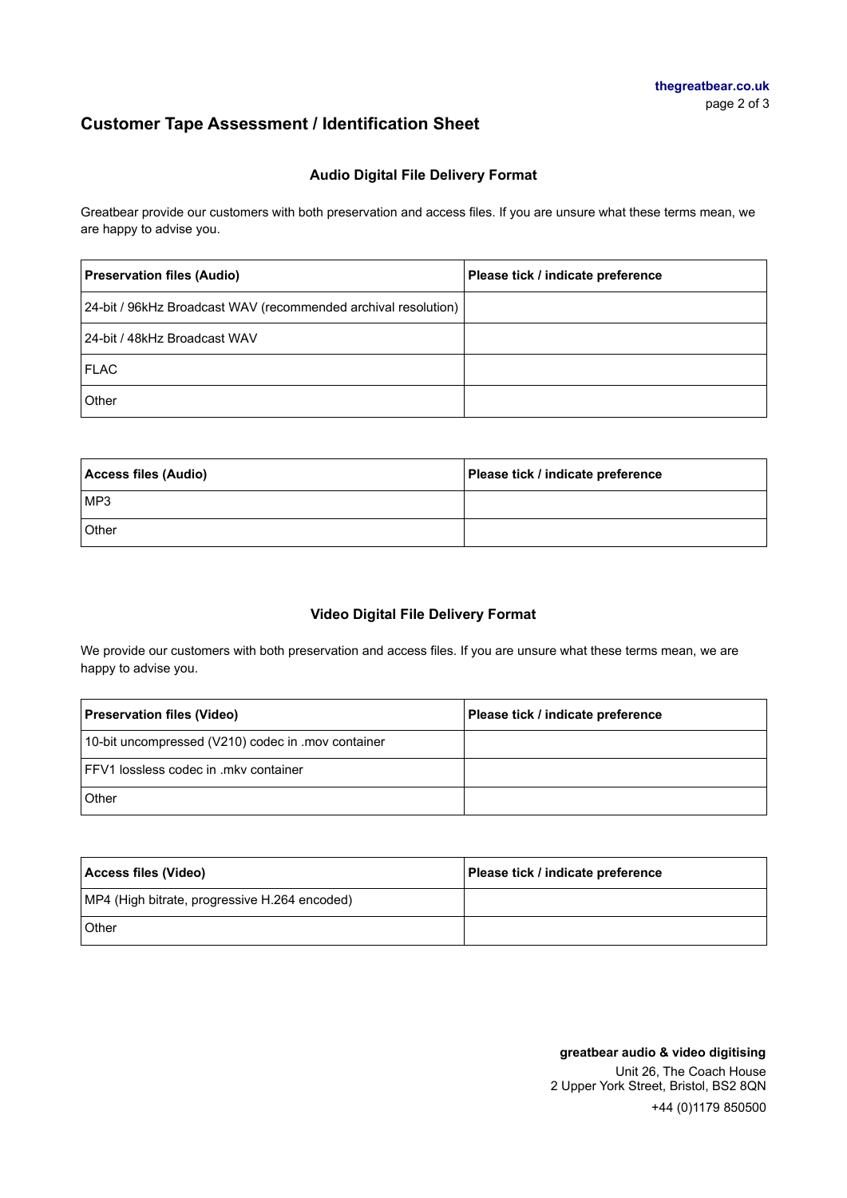# Customer Tape Assessment / Identification Sheet

### Audio Digital File Delivery Format

Greatbear provide our customers with both preservation and access files. If you are unsure what these terms mean, we are happy to advise you.

| **Preservation files (Audio)** | **Please tick / indicate preference** |
| --- | --- |
| 24-bit / 96kHz Broadcast WAV (recommended archival resolution) | |
| 24-bit / 48kHz Broadcast WAV | |
| FLAC | |
| Other | |

| **Access files (Audio)** | **Please tick / indicate preference** |
| --- | --- |
| MP3 | |
| Other | |

### Video Digital File Delivery Format

We provide our customers with both preservation and access files. If you are unsure what these terms mean, we are happy to advise you.

| **Preservation files (Video)** | **Please tick / indicate preference** |
| --- | --- |
| 10-bit uncompressed (V210) codec in .mov container | |
| FFV1 lossless codec in .mkv container | |
| Other | |

| **Access files (Video)** | **Please tick / indicate preference** |
| --- | --- |
| MP4 (High bitrate, progressive H.264 encoded) | |
| Other | |

**greatbear audio & video digitising**
Unit 26, The Coach House
2 Upper York Street, Bristol, BS2 8QN
+44 (0)1179 850500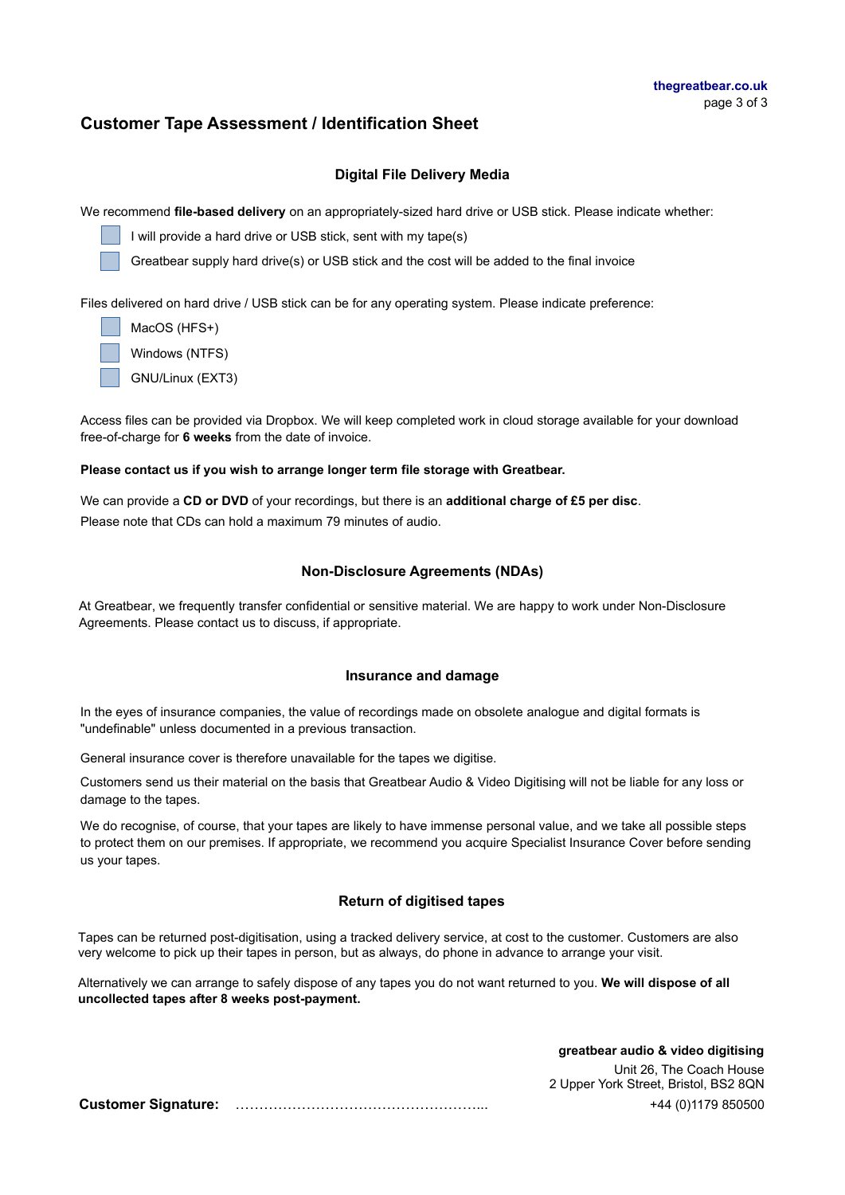# Customer Tape Assessment / Identification Sheet

### Digital File Delivery Media

We recommend **file-based delivery** on an appropriately-sized hard drive or USB stick. Please indicate whether:

- ☐ I will provide a hard drive or USB stick, sent with my tape(s)
- ☐ Greatbear supply hard drive(s) or USB stick and the cost will be added to the final invoice

Files delivered on hard drive / USB stick can be for any operating system. Please indicate preference:

- ☐ MacOS (HFS+)
- ☐ Windows (NTFS)
- ☐ GNU/Linux (EXT3)

Access files can be provided via Dropbox. We will keep completed work in cloud storage available for your download free-of-charge for **6 weeks** from the date of invoice.

**Please contact us if you wish to arrange longer term file storage with Greatbear.**

We can provide a **CD or DVD** of your recordings, but there is an **additional charge of £5 per disc**.
Please note that CDs can hold a maximum 79 minutes of audio.

### Non-Disclosure Agreements (NDAs)

At Greatbear, we frequently transfer confidential or sensitive material. We are happy to work under Non-Disclosure Agreements. Please contact us to discuss, if appropriate.

### Insurance and damage

In the eyes of insurance companies, the value of recordings made on obsolete analogue and digital formats is "undefinable" unless documented in a previous transaction.

General insurance cover is therefore unavailable for the tapes we digitise.

Customers send us their material on the basis that Greatbear Audio & Video Digitising will not be liable for any loss or damage to the tapes.

We do recognise, of course, that your tapes are likely to have immense personal value, and we take all possible steps to protect them on our premises. If appropriate, we recommend you acquire Specialist Insurance Cover before sending us your tapes.

### Return of digitised tapes

Tapes can be returned post-digitisation, using a tracked delivery service, at cost to the customer. Customers are also very welcome to pick up their tapes in person, but as always, do phone in advance to arrange your visit.

Alternatively we can arrange to safely dispose of any tapes you do not want returned to you. **We will dispose of all uncollected tapes after 8 weeks post-payment.**

**Customer Signature:** ……………………………………………...

**greatbear audio & video digitising**
Unit 26, The Coach House
2 Upper York Street, Bristol, BS2 8QN
+44 (0)1179 850500